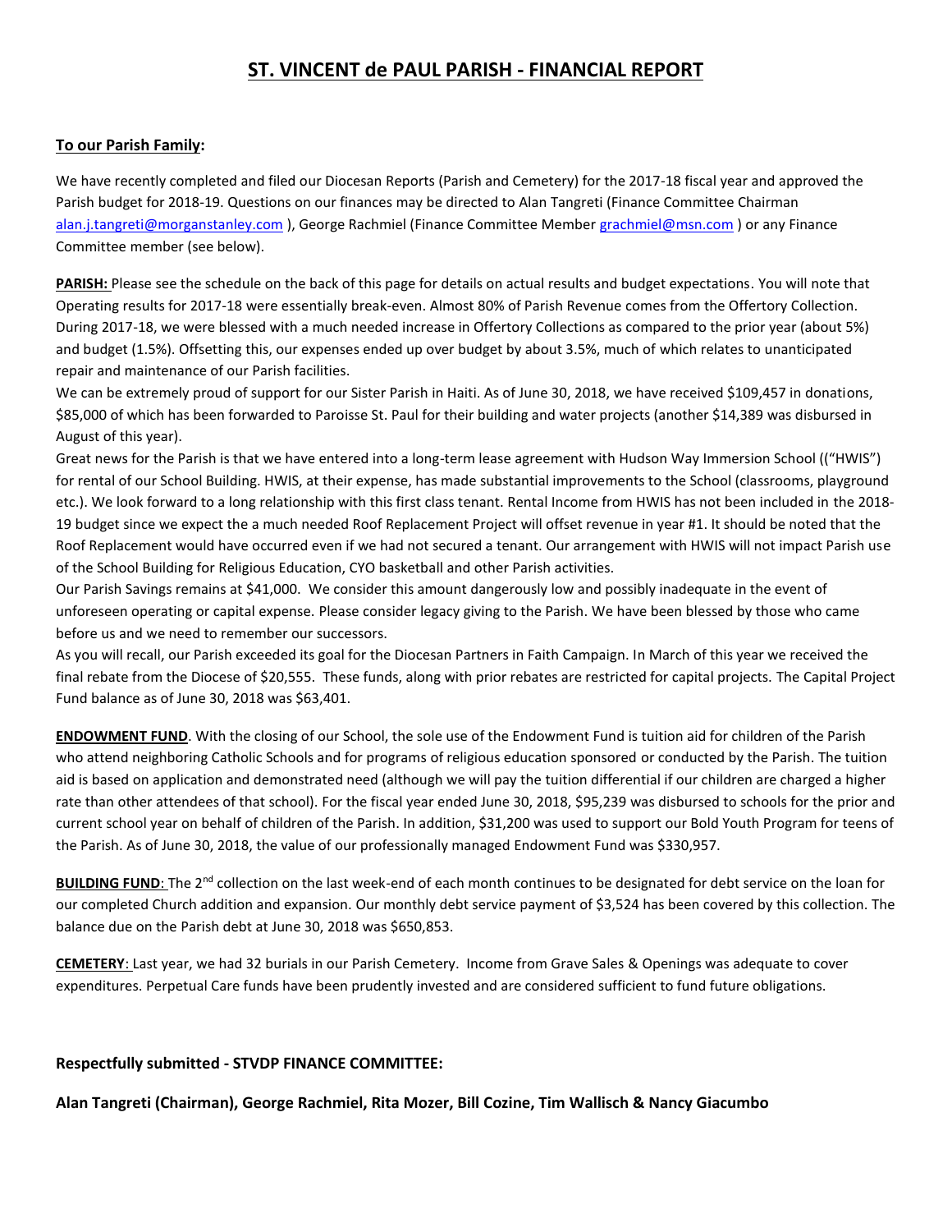# ST. VINCENT de PAUL PARISH - FINANCIAL REPORT

**To our Parish Family:**

We have recently completed and filed our Diocesan Reports (Parish and Cemetery) for the 2017-18 fiscal year and approved the Parish budget for 2018-19. Questions on our finances may be directed to Alan Tangreti (Finance Committee Chairman alan.j.tangreti@morganstanley.com ), George Rachmiel (Finance Committee Member grachmiel@msn.com ) or any Finance Committee member (see below).

**PARISH:** Please see the schedule on the back of this page for details on actual results and budget expectations. You will note that Operating results for 2017-18 were essentially break-even. Almost 80% of Parish Revenue comes from the Offertory Collection. During 2017-18, we were blessed with a much needed increase in Offertory Collections as compared to the prior year (about 5%) and budget (1.5%). Offsetting this, our expenses ended up over budget by about 3.5%, much of which relates to unanticipated repair and maintenance of our Parish facilities.

We can be extremely proud of support for our Sister Parish in Haiti. As of June 30, 2018, we have received $109,457 in donations, $85,000 of which has been forwarded to Paroisse St. Paul for their building and water projects (another $14,389 was disbursed in August of this year).

Great news for the Parish is that we have entered into a long-term lease agreement with Hudson Way Immersion School ((“HWIS”) for rental of our School Building. HWIS, at their expense, has made substantial improvements to the School (classrooms, playground etc.). We look forward to a long relationship with this first class tenant. Rental Income from HWIS has not been included in the 2018-19 budget since we expect the a much needed Roof Replacement Project will offset revenue in year #1. It should be noted that the Roof Replacement would have occurred even if we had not secured a tenant. Our arrangement with HWIS will not impact Parish use of the School Building for Religious Education, CYO basketball and other Parish activities.

Our Parish Savings remains at $41,000. We consider this amount dangerously low and possibly inadequate in the event of unforeseen operating or capital expense. Please consider legacy giving to the Parish. We have been blessed by those who came before us and we need to remember our successors.

As you will recall, our Parish exceeded its goal for the Diocesan Partners in Faith Campaign. In March of this year we received the final rebate from the Diocese of $20,555. These funds, along with prior rebates are restricted for capital projects. The Capital Project Fund balance as of June 30, 2018 was $63,401.

**ENDOWMENT FUND**. With the closing of our School, the sole use of the Endowment Fund is tuition aid for children of the Parish who attend neighboring Catholic Schools and for programs of religious education sponsored or conducted by the Parish. The tuition aid is based on application and demonstrated need (although we will pay the tuition differential if our children are charged a higher rate than other attendees of that school). For the fiscal year ended June 30, 2018, $95,239 was disbursed to schools for the prior and current school year on behalf of children of the Parish. In addition, $31,200 was used to support our Bold Youth Program for teens of the Parish. As of June 30, 2018, the value of our professionally managed Endowment Fund was $330,957.

**BUILDING FUND**: The 2nd collection on the last week-end of each month continues to be designated for debt service on the loan for our completed Church addition and expansion. Our monthly debt service payment of $3,524 has been covered by this collection. The balance due on the Parish debt at June 30, 2018 was $650,853.

**CEMETERY**: Last year, we had 32 burials in our Parish Cemetery. Income from Grave Sales & Openings was adequate to cover expenditures. Perpetual Care funds have been prudently invested and are considered sufficient to fund future obligations.

**Respectfully submitted - STVDP FINANCE COMMITTEE:**

**Alan Tangreti (Chairman), George Rachmiel, Rita Mozer, Bill Cozine, Tim Wallisch & Nancy Giacumbo**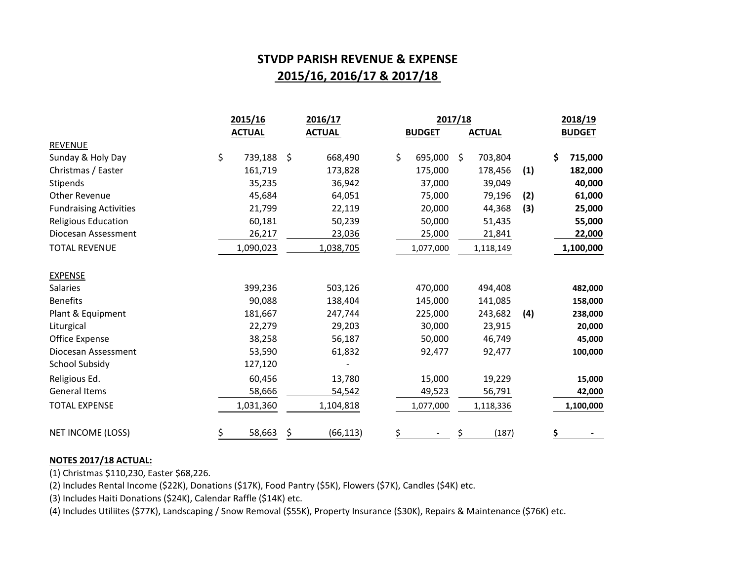# STVDP PARISH REVENUE & EXPENSE
## 2015/16, 2016/17 & 2017/18

| | 2015/16 | 2016/17 | 2017/18 | | | 2018/19 |
|---|---|---|---|---|---|---|
| | ACTUAL | ACTUAL | BUDGET | ACTUAL | | BUDGET |
| REVENUE | | | | | | |
| Sunday & Holy Day | $ 739,188 | $ 668,490 | $ 695,000 | $ 703,804 | | **$ 715,000** |
| Christmas / Easter | 161,719 | 173,828 | 175,000 | 178,456 | **(1)** | **182,000** |
| Stipends | 35,235 | 36,942 | 37,000 | 39,049 | | **40,000** |
| Other Revenue | 45,684 | 64,051 | 75,000 | 79,196 | **(2)** | **61,000** |
| Fundraising Activities | 21,799 | 22,119 | 20,000 | 44,368 | **(3)** | **25,000** |
| Religious Education | 60,181 | 50,239 | 50,000 | 51,435 | | **55,000** |
| Diocesan Assessment | 26,217 | 23,036 | 25,000 | 21,841 | | **22,000** |
| TOTAL REVENUE | 1,090,023 | 1,038,705 | 1,077,000 | 1,118,149 | | **1,100,000** |
| EXPENSE | | | | | | |
| Salaries | 399,236 | 503,126 | 470,000 | 494,408 | | **482,000** |
| Benefits | 90,088 | 138,404 | 145,000 | 141,085 | | **158,000** |
| Plant & Equipment | 181,667 | 247,744 | 225,000 | 243,682 | **(4)** | **238,000** |
| Liturgical | 22,279 | 29,203 | 30,000 | 23,915 | | **20,000** |
| Office Expense | 38,258 | 56,187 | 50,000 | 46,749 | | **45,000** |
| Diocesan Assessment | 53,590 | 61,832 | 92,477 | 92,477 | | **100,000** |
| School Subsidy | 127,120 | - | | | | |
| Religious Ed. | 60,456 | 13,780 | 15,000 | 19,229 | | **15,000** |
| General Items | 58,666 | 54,542 | 49,523 | 56,791 | | **42,000** |
| TOTAL EXPENSE | 1,031,360 | 1,104,818 | 1,077,000 | 1,118,336 | | **1,100,000** |
| NET INCOME (LOSS) | $ 58,663 | $ (66,113) | $ - | $ (187) | | **$ -** |

**NOTES 2017/18 ACTUAL:**

(1) Christmas $110,230, Easter $68,226.

(2) Includes Rental Income ($22K), Donations ($17K), Food Pantry ($5K), Flowers ($7K), Candles ($4K) etc.

(3) Includes Haiti Donations ($24K), Calendar Raffle ($14K) etc.

(4) Includes Utiliites ($77K), Landscaping / Snow Removal ($55K), Property Insurance ($30K), Repairs & Maintenance ($76K) etc.